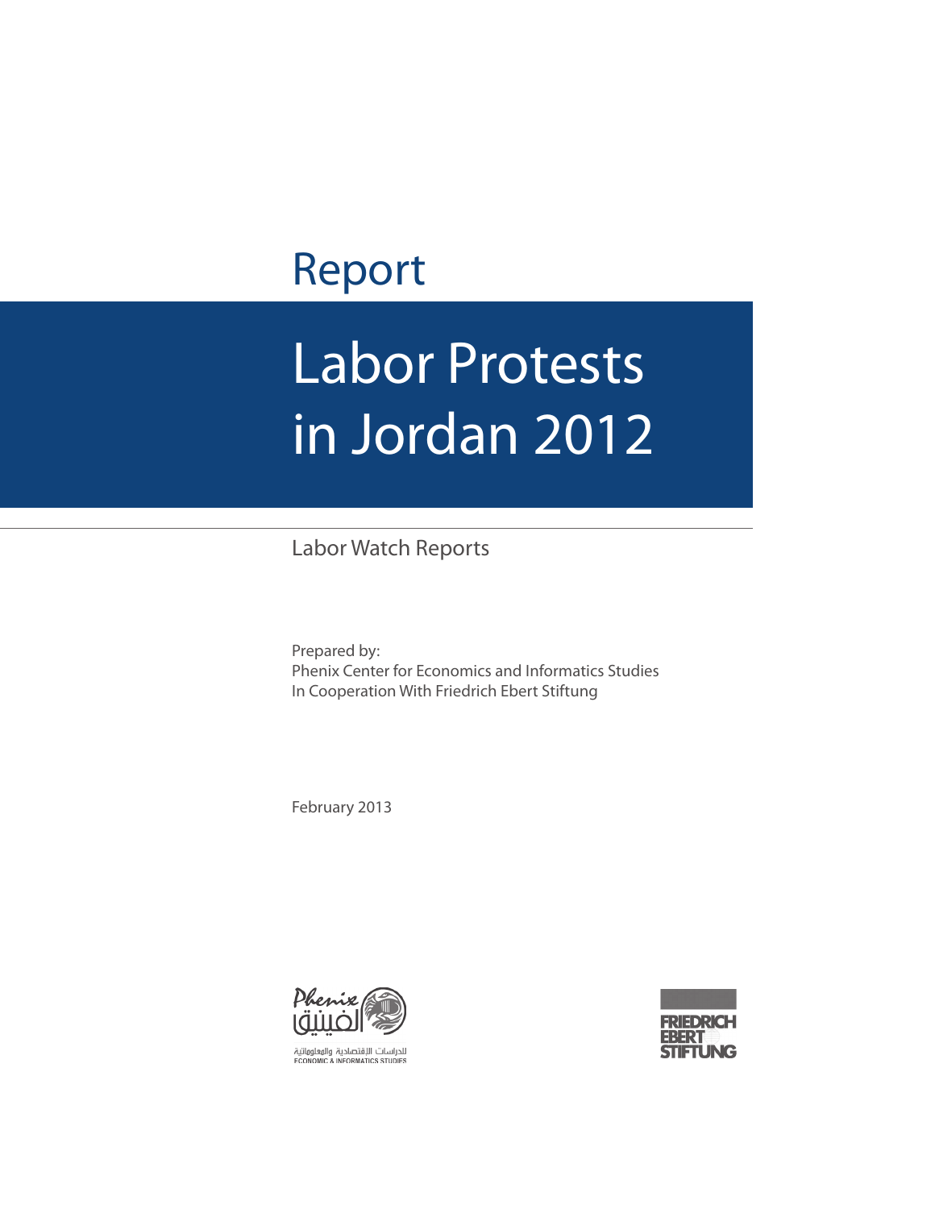Report

# Labor Protests in Jordan 2012

Labor Watch Reports

Prepared by:
Phenix Center for Economics and Informatics Studies
In Cooperation With Friedrich Ebert Stiftung

February 2013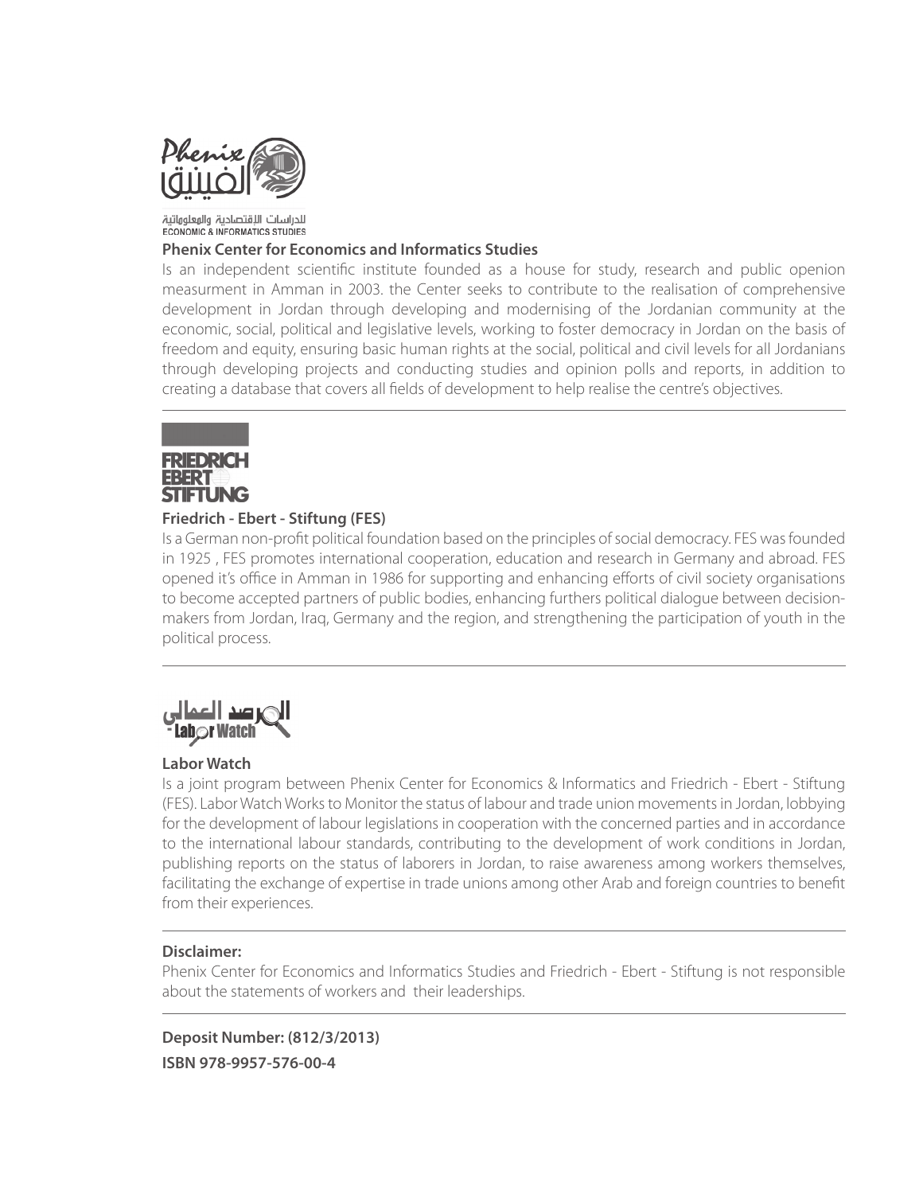Phenix
الفينيق
للدراسات الاقتصادية والمعلوماتية
ECONOMIC & INFORMATICS STUDIES

**Phenix Center for Economics and Informatics Studies**

Is an independent scientific institute founded as a house for study, research and public opeinion measurment in Amman in 2003. the Center seeks to contribute to the realisation of comprehensive development in Jordan through developing and modernising of the Jordanian community at the economic, social, political and legislative levels, working to foster democracy in Jordan on the basis of freedom and equity, ensuring basic human rights at the social, political and civil levels for all Jordanians through developing projects and conducting studies and opinion polls and reports, in addition to creating a database that covers all fields of development to help realise the centre's objectives.

---

FRIEDRICH
EBERT
STIFTUNG

**Friedrich - Ebert - Stiftung (FES)**

Is a German non-profit political foundation based on the principles of social democracy. FES was founded in 1925 , FES promotes international cooperation, education and research in Germany and abroad. FES opened it's office in Amman in 1986 for supporting and enhancing efforts of civil society organisations to become accepted partners of public bodies, enhancing furthers political dialogue between decision-makers from Jordan, Iraq, Germany and the region, and strengthening the participation of youth in the political process.

---

المرصد العمالي
- Labor Watch

**Labor Watch**

Is a joint program between Phenix Center for Economics & Informatics and Friedrich - Ebert - Stiftung (FES). Labor Watch Works to Monitor the status of labour and trade union movements in Jordan, lobbying for the development of labour legislations in cooperation with the concerned parties and in accordance to the international labour standards, contributing to the development of work conditions in Jordan, publishing reports on the status of laborers in Jordan, to raise awareness among workers themselves, facilitating the exchange of expertise in trade unions among other Arab and foreign countries to benefit from their experiences.

---

**Disclaimer:**

Phenix Center for Economics and Informatics Studies and Friedrich - Ebert - Stiftung is not responsible about the statements of workers and their leaderships.

---

**Deposit Number: (812/3/2013)**

**ISBN 978-9957-576-00-4**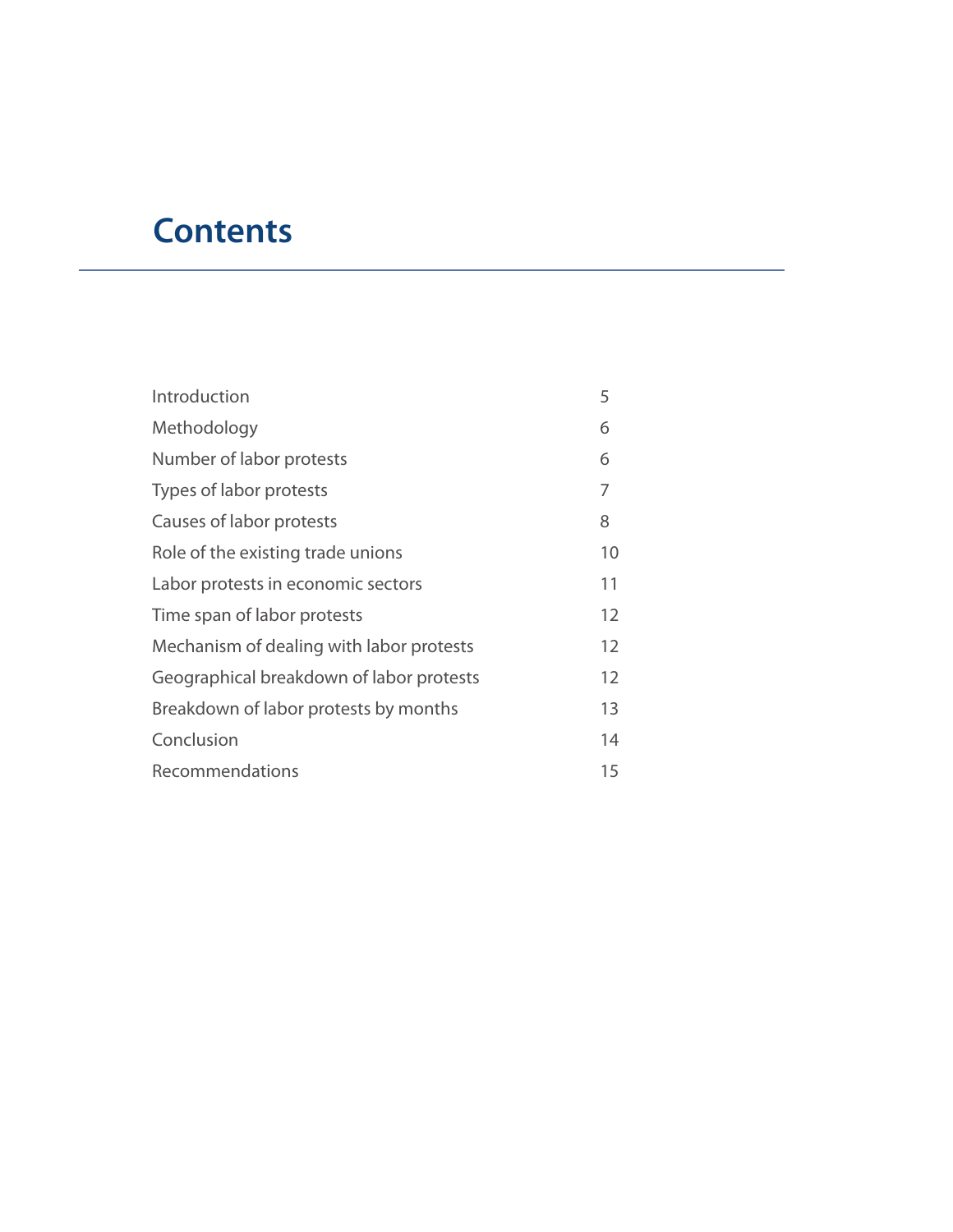# Contents

| | |
|---|---|
| Introduction | 5 |
| Methodology | 6 |
| Number of labor protests | 6 |
| Types of labor protests | 7 |
| Causes of labor protests | 8 |
| Role of the existing trade unions | 10 |
| Labor protests in economic sectors | 11 |
| Time span of labor protests | 12 |
| Mechanism of dealing with labor protests | 12 |
| Geographical breakdown of labor protests | 12 |
| Breakdown of labor protests by months | 13 |
| Conclusion | 14 |
| Recommendations | 15 |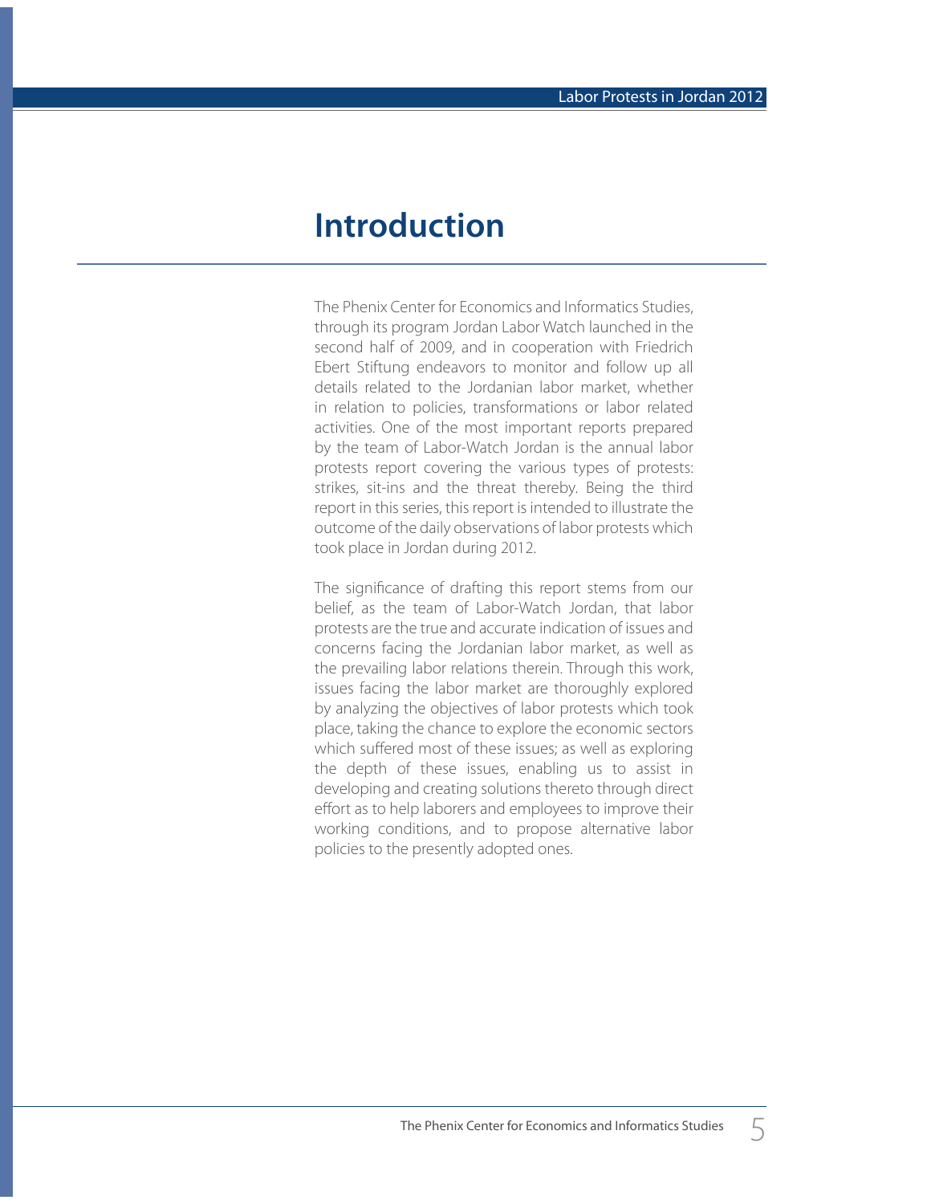# Introduction

The Phenix Center for Economics and Informatics Studies, through its program Jordan Labor Watch launched in the second half of 2009, and in cooperation with Friedrich Ebert Stiftung endeavors to monitor and follow up all details related to the Jordanian labor market, whether in relation to policies, transformations or labor related activities. One of the most important reports prepared by the team of Labor-Watch Jordan is the annual labor protests report covering the various types of protests: strikes, sit-ins and the threat thereby. Being the third report in this series, this report is intended to illustrate the outcome of the daily observations of labor protests which took place in Jordan during 2012.

The significance of drafting this report stems from our belief, as the team of Labor-Watch Jordan, that labor protests are the true and accurate indication of issues and concerns facing the Jordanian labor market, as well as the prevailing labor relations therein. Through this work, issues facing the labor market are thoroughly explored by analyzing the objectives of labor protests which took place, taking the chance to explore the economic sectors which suffered most of these issues; as well as exploring the depth of these issues, enabling us to assist in developing and creating solutions thereto through direct effort as to help laborers and employees to improve their working conditions, and to propose alternative labor policies to the presently adopted ones.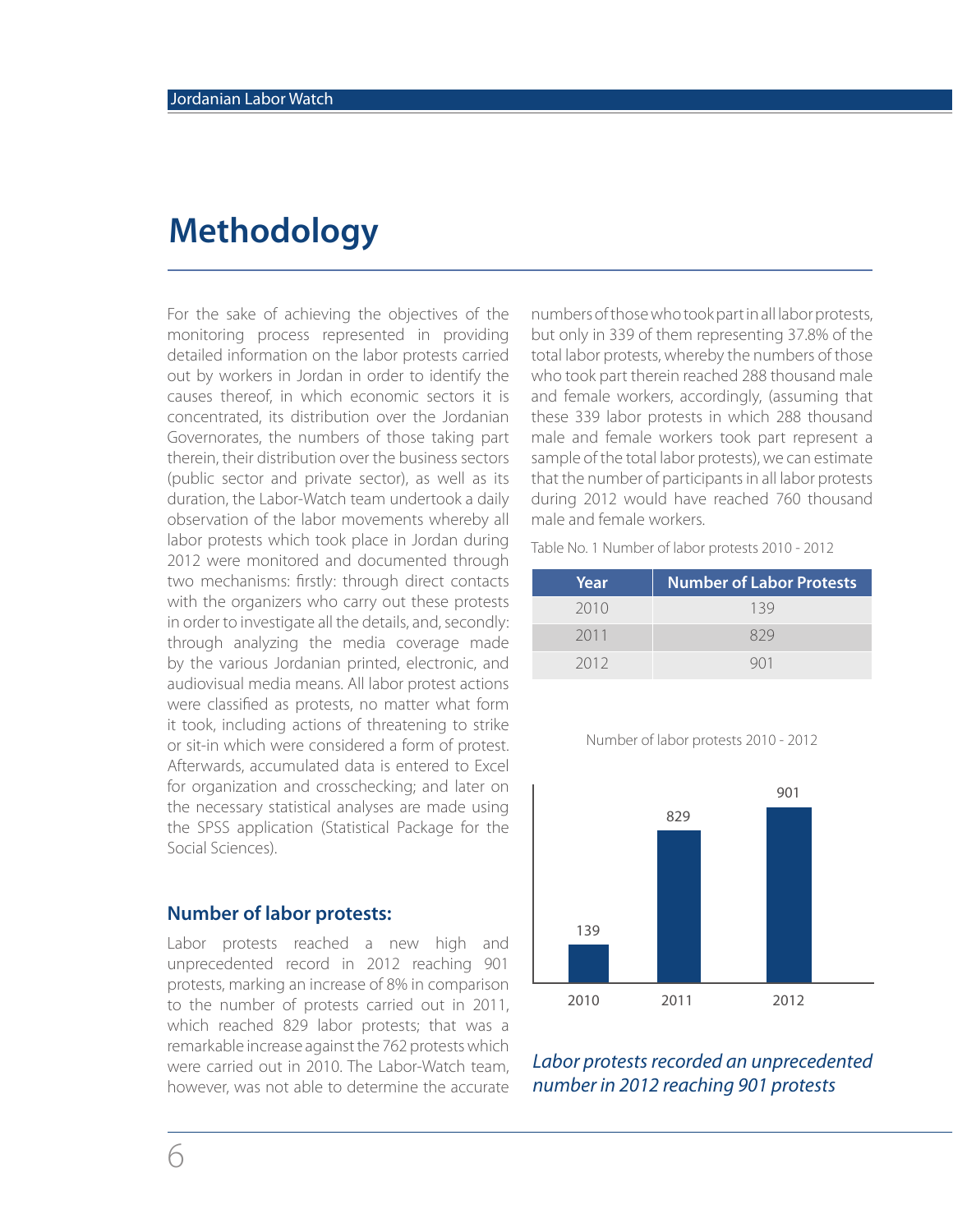# Methodology

For the sake of achieving the objectives of the monitoring process represented in providing detailed information on the labor protests carried out by workers in Jordan in order to identify the causes thereof, in which economic sectors it is concentrated, its distribution over the Jordanian Governorates, the numbers of those taking part therein, their distribution over the business sectors (public sector and private sector), as well as its duration, the Labor-Watch team undertook a daily observation of the labor movements whereby all labor protests which took place in Jordan during 2012 were monitored and documented through two mechanisms: firstly: through direct contacts with the organizers who carry out these protests in order to investigate all the details, and, secondly: through analyzing the media coverage made by the various Jordanian printed, electronic, and audiovisual media means. All labor protest actions were classified as protests, no matter what form it took, including actions of threatening to strike or sit-in which were considered a form of protest. Afterwards, accumulated data is entered to Excel for organization and crosschecking; and later on the necessary statistical analyses are made using the SPSS application (Statistical Package for the Social Sciences).

## Number of labor protests:

Labor protests reached a new high and unprecedented record in 2012 reaching 901 protests, marking an increase of 8% in comparison to the number of protests carried out in 2011, which reached 829 labor protests; that was a remarkable increase against the 762 protests which were carried out in 2010. The Labor-Watch team, however, was not able to determine the accurate numbers of those who took part in all labor protests, but only in 339 of them representing 37.8% of the total labor protests, whereby the numbers of those who took part therein reached 288 thousand male and female workers, accordingly, (assuming that these 339 labor protests in which 288 thousand male and female workers took part represent a sample of the total labor protests), we can estimate that the number of participants in all labor protests during 2012 would have reached 760 thousand male and female workers.

Table No. 1 Number of labor protests 2010 - 2012

| Year | Number of Labor Protests |
| --- | --- |
| 2010 | 139 |
| 2011 | 829 |
| 2012 | 901 |

Number of labor protests 2010 - 2012

| Year | Number of labor protests |
| --- | --- |
| 2010 | 139 |
| 2011 | 829 |
| 2012 | 901 |

*Labor protests recorded an unprecedented number in 2012 reaching 901 protests*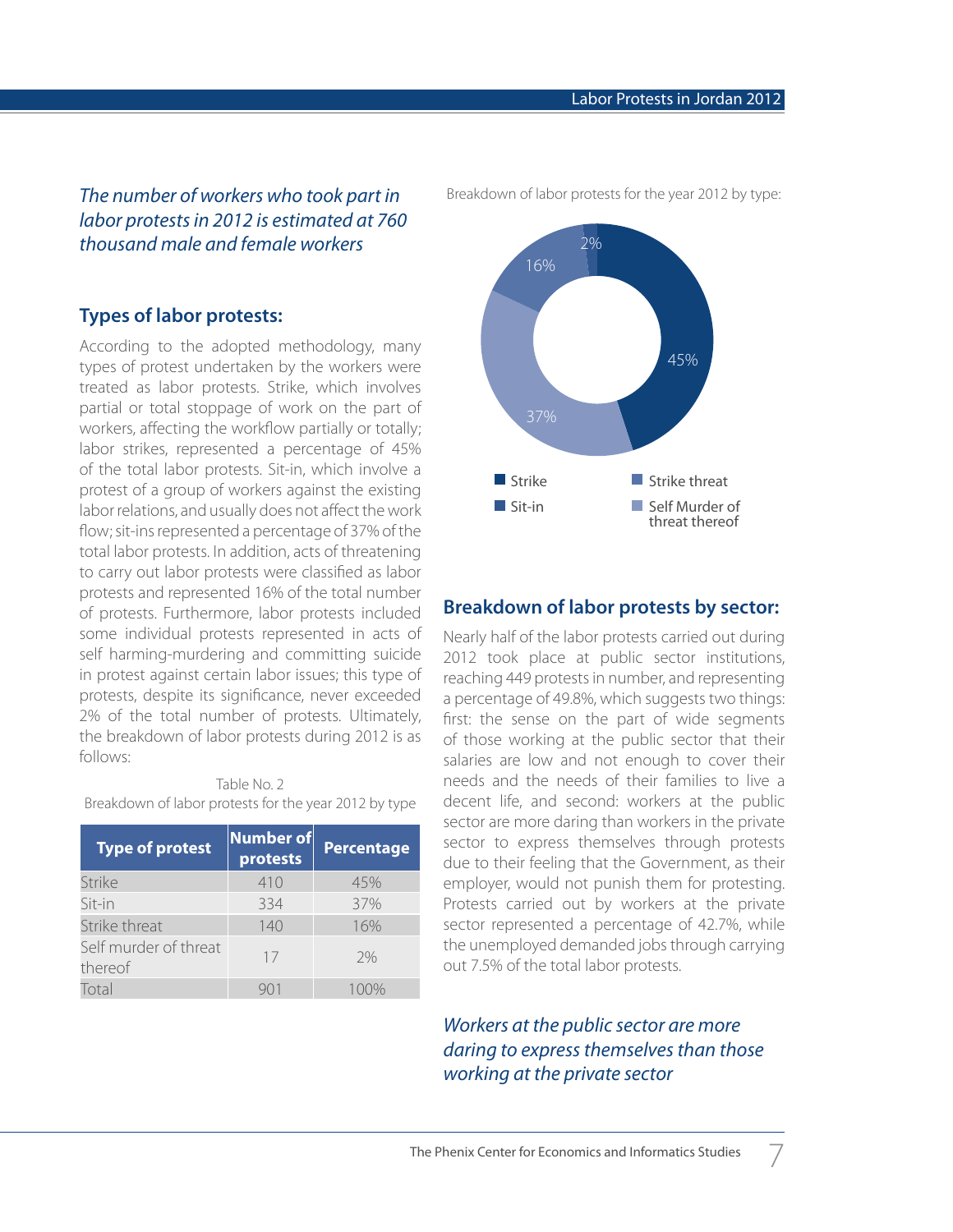*The number of workers who took part in labor protests in 2012 is estimated at 760 thousand male and female workers*

## Types of labor protests:

According to the adopted methodology, many types of protest undertaken by the workers were treated as labor protests. Strike, which involves partial or total stoppage of work on the part of workers, affecting the workflow partially or totally; labor strikes, represented a percentage of 45% of the total labor protests. Sit-in, which involve a protest of a group of workers against the existing labor relations, and usually does not affect the work flow; sit-ins represented a percentage of 37% of the total labor protests. In addition, acts of threatening to carry out labor protests were classified as labor protests and represented 16% of the total number of protests. Furthermore, labor protests included some individual protests represented in acts of self harming-murdering and committing suicide in protest against certain labor issues; this type of protests, despite its significance, never exceeded 2% of the total number of protests. Ultimately, the breakdown of labor protests during 2012 is as follows:

Table No. 2
Breakdown of labor protests for the year 2012 by type

| Type of protest | Number of protests | Percentage |
|---|---|---|
| Strike | 410 | 45% |
| Sit-in | 334 | 37% |
| Strike threat | 140 | 16% |
| Self murder of threat thereof | 17 | 2% |
| Total | 901 | 100% |

Breakdown of labor protests for the year 2012 by type:

- Strike: 45%
- Sit-in: 37%
- Strike threat: 16%
- Self Murder of threat thereof: 2%

## Breakdown of labor protests by sector:

Nearly half of the labor protests carried out during 2012 took place at public sector institutions, reaching 449 protests in number, and representing a percentage of 49.8%, which suggests two things: first: the sense on the part of wide segments of those working at the public sector that their salaries are low and not enough to cover their needs and the needs of their families to live a decent life, and second: workers at the public sector are more daring than workers in the private sector to express themselves through protests due to their feeling that the Government, as their employer, would not punish them for protesting. Protests carried out by workers at the private sector represented a percentage of 42.7%, while the unemployed demanded jobs through carrying out 7.5% of the total labor protests.

*Workers at the public sector are more daring to express themselves than those working at the private sector*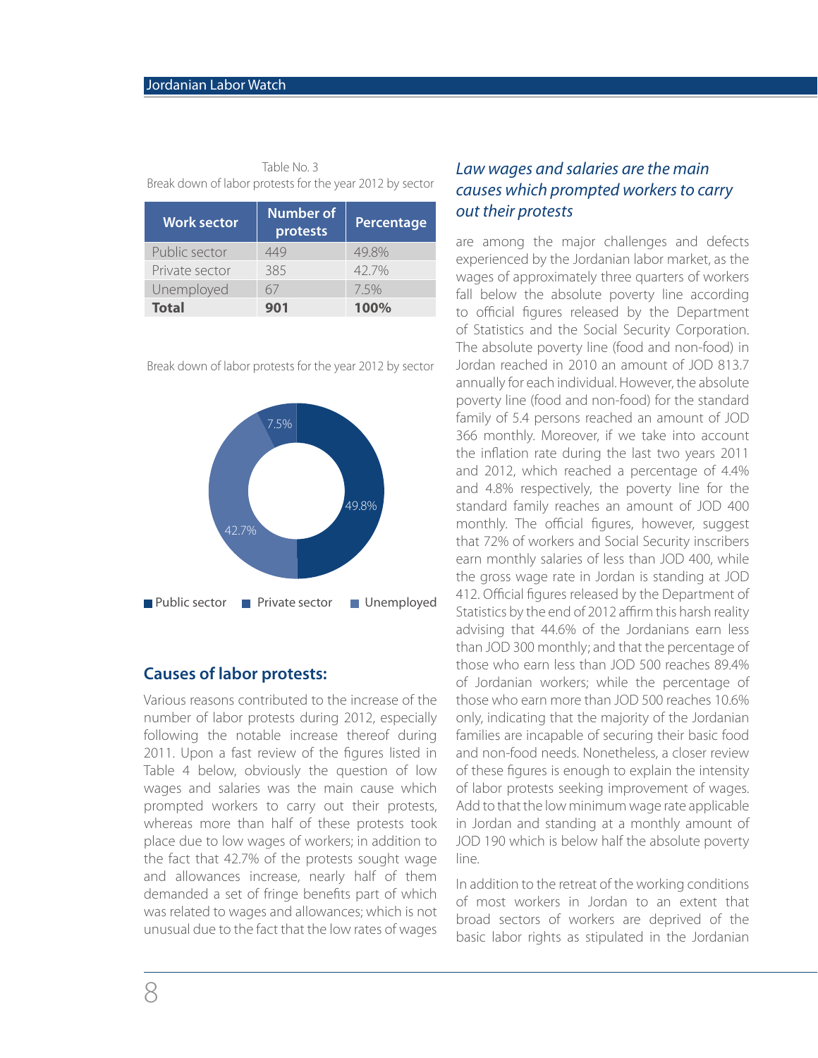Table No. 3
Break down of labor protests for the year 2012 by sector

| Work sector | Number of protests | Percentage |
|---|---|---|
| Public sector | 449 | 49.8% |
| Private sector | 385 | 42.7% |
| Unemployed | 67 | 7.5% |
| **Total** | **901** | **100%** |

Break down of labor protests for the year 2012 by sector

7.5%
49.8%
42.7%

Public sector　Private sector　Unemployed

## Causes of labor protests:

Various reasons contributed to the increase of the number of labor protests during 2012, especially following the notable increase thereof during 2011. Upon a fast review of the figures listed in Table 4 below, obviously the question of low wages and salaries was the main cause which prompted workers to carry out their protests, whereas more than half of these protests took place due to low wages of workers; in addition to the fact that 42.7% of the protests sought wage and allowances increase, nearly half of them demanded a set of fringe benefits part of which was related to wages and allowances; which is not unusual due to the fact that the low rates of wages

### *Law wages and salaries are the main causes which prompted workers to carry out their protests*

are among the major challenges and defects experienced by the Jordanian labor market, as the wages of approximately three quarters of workers fall below the absolute poverty line according to official figures released by the Department of Statistics and the Social Security Corporation. The absolute poverty line (food and non-food) in Jordan reached in 2010 an amount of JOD 813.7 annually for each individual. However, the absolute poverty line (food and non-food) for the standard family of 5.4 persons reached an amount of JOD 366 monthly. Moreover, if we take into account the inflation rate during the last two years 2011 and 2012, which reached a percentage of 4.4% and 4.8% respectively, the poverty line for the standard family reaches an amount of JOD 400 monthly. The official figures, however, suggest that 72% of workers and Social Security inscribers earn monthly salaries of less than JOD 400, while the gross wage rate in Jordan is standing at JOD 412. Official figures released by the Department of Statistics by the end of 2012 affirm this harsh reality advising that 44.6% of the Jordanians earn less than JOD 300 monthly; and that the percentage of those who earn less than JOD 500 reaches 89.4% of Jordanian workers; while the percentage of those who earn more than JOD 500 reaches 10.6% only, indicating that the majority of the Jordanian families are incapable of securing their basic food and non-food needs. Nonetheless, a closer review of these figures is enough to explain the intensity of labor protests seeking improvement of wages. Add to that the low minimum wage rate applicable in Jordan and standing at a monthly amount of JOD 190 which is below half the absolute poverty line.

In addition to the retreat of the working conditions of most workers in Jordan to an extent that broad sectors of workers are deprived of the basic labor rights as stipulated in the Jordanian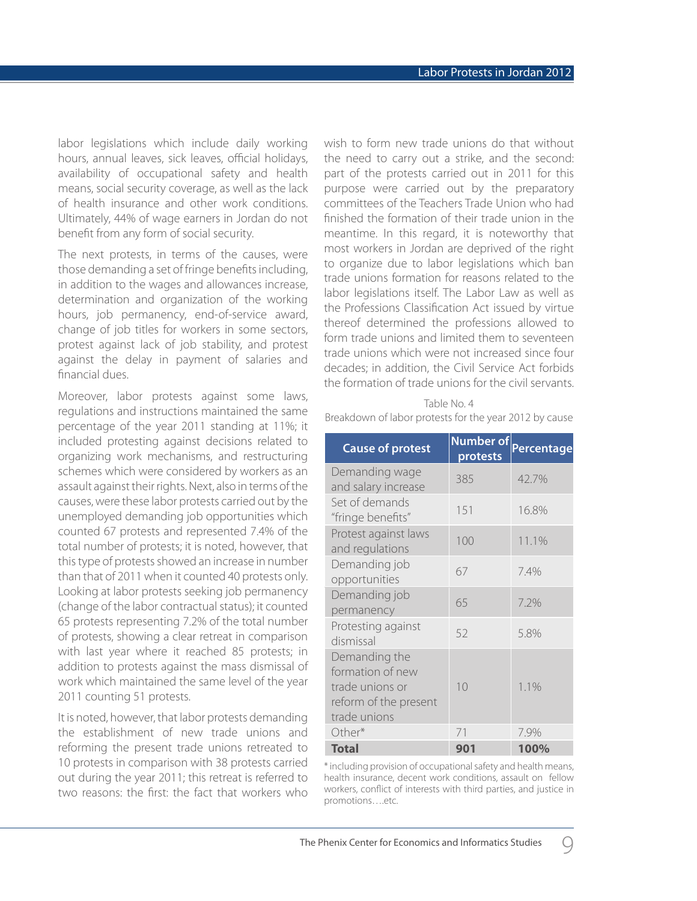labor legislations which include daily working hours, annual leaves, sick leaves, official holidays, availability of occupational safety and health means, social security coverage, as well as the lack of health insurance and other work conditions. Ultimately, 44% of wage earners in Jordan do not benefit from any form of social security.

The next protests, in terms of the causes, were those demanding a set of fringe benefits including, in addition to the wages and allowances increase, determination and organization of the working hours, job permanency, end-of-service award, change of job titles for workers in some sectors, protest against lack of job stability, and protest against the delay in payment of salaries and financial dues.

Moreover, labor protests against some laws, regulations and instructions maintained the same percentage of the year 2011 standing at 11%; it included protesting against decisions related to organizing work mechanisms, and restructuring schemes which were considered by workers as an assault against their rights. Next, also in terms of the causes, were these labor protests carried out by the unemployed demanding job opportunities which counted 67 protests and represented 7.4% of the total number of protests; it is noted, however, that this type of protests showed an increase in number than that of 2011 when it counted 40 protests only. Looking at labor protests seeking job permanency (change of the labor contractual status); it counted 65 protests representing 7.2% of the total number of protests, showing a clear retreat in comparison with last year where it reached 85 protests; in addition to protests against the mass dismissal of work which maintained the same level of the year 2011 counting 51 protests.

It is noted, however, that labor protests demanding the establishment of new trade unions and reforming the present trade unions retreated to 10 protests in comparison with 38 protests carried out during the year 2011; this retreat is referred to two reasons: the first: the fact that workers who wish to form new trade unions do that without the need to carry out a strike, and the second: part of the protests carried out in 2011 for this purpose were carried out by the preparatory committees of the Teachers Trade Union who had finished the formation of their trade union in the meantime. In this regard, it is noteworthy that most workers in Jordan are deprived of the right to organize due to labor legislations which ban trade unions formation for reasons related to the labor legislations itself. The Labor Law as well as the Professions Classification Act issued by virtue thereof determined the professions allowed to form trade unions and limited them to seventeen trade unions which were not increased since four decades; in addition, the Civil Service Act forbids the formation of trade unions for the civil servants.

Table No. 4

Breakdown of labor protests for the year 2012 by cause

| Cause of protest | Number of protests | Percentage |
|---|---|---|
| Demanding wage and salary increase | 385 | 42.7% |
| Set of demands "fringe benefits" | 151 | 16.8% |
| Protest against laws and regulations | 100 | 11.1% |
| Demanding job opportunities | 67 | 7.4% |
| Demanding job permanency | 65 | 7.2% |
| Protesting against dismissal | 52 | 5.8% |
| Demanding the formation of new trade unions or reform of the present trade unions | 10 | 1.1% |
| Other* | 71 | 7.9% |
| **Total** | **901** | **100%** |

* including provision of occupational safety and health means, health insurance, decent work conditions, assault on fellow workers, conflict of interests with third parties, and justice in promotions….etc.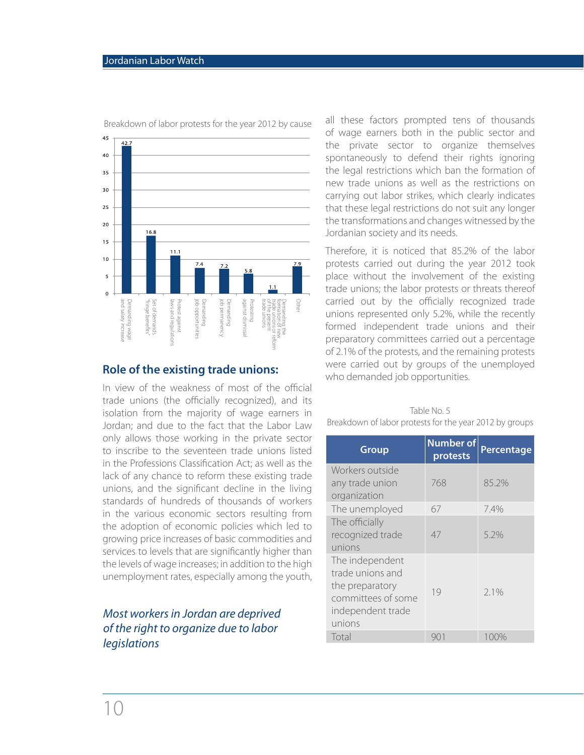Breakdown of labor protests for the year 2012 by cause

| Cause | Percentage |
|---|---|
| Demanding wage and salary increase | 42.7 |
| Set of demands "fringe benefits" | 16.8 |
| Protest against laws and regulations | 11.1 |
| Demanding job opportunities | 7.4 |
| Demanding job permanency | 7.2 |
| Protesting against dismissal | 5.8 |
| Demanding the formation of new trade unions or reform of the present trade unions | 1.1 |
| Other | 7.9 |

## Role of the existing trade unions:

In view of the weakness of most of the official trade unions (the officially recognized), and its isolation from the majority of wage earners in Jordan; and due to the fact that the Labor Law only allows those working in the private sector to inscribe to the seventeen trade unions listed in the Professions Classification Act; as well as the lack of any chance to reform these existing trade unions, and the significant decline in the living standards of hundreds of thousands of workers in the various economic sectors resulting from the adoption of economic policies which led to growing price increases of basic commodities and services to levels that are significantly higher than the levels of wage increases; in addition to the high unemployment rates, especially among the youth, all these factors prompted tens of thousands of wage earners both in the public sector and the private sector to organize themselves spontaneously to defend their rights ignoring the legal restrictions which ban the formation of new trade unions as well as the restrictions on carrying out labor strikes, which clearly indicates that these legal restrictions do not suit any longer the transformations and changes witnessed by the Jordanian society and its needs.

*Most workers in Jordan are deprived of the right to organize due to labor legislations*

Therefore, it is noticed that 85.2% of the labor protests carried out during the year 2012 took place without the involvement of the existing trade unions; the labor protests or threats thereof carried out by the officially recognized trade unions represented only 5.2%, while the recently formed independent trade unions and their preparatory committees carried out a percentage of 2.1% of the protests, and the remaining protests were carried out by groups of the unemployed who demanded job opportunities.

Table No. 5
Breakdown of labor protests for the year 2012 by groups

| Group | Number of protests | Percentage |
|---|---|---|
| Workers outside any trade union organization | 768 | 85.2% |
| The unemployed | 67 | 7.4% |
| The officially recognized trade unions | 47 | 5.2% |
| The independent trade unions and the preparatory committees of some independent trade unions | 19 | 2.1% |
| Total | 901 | 100% |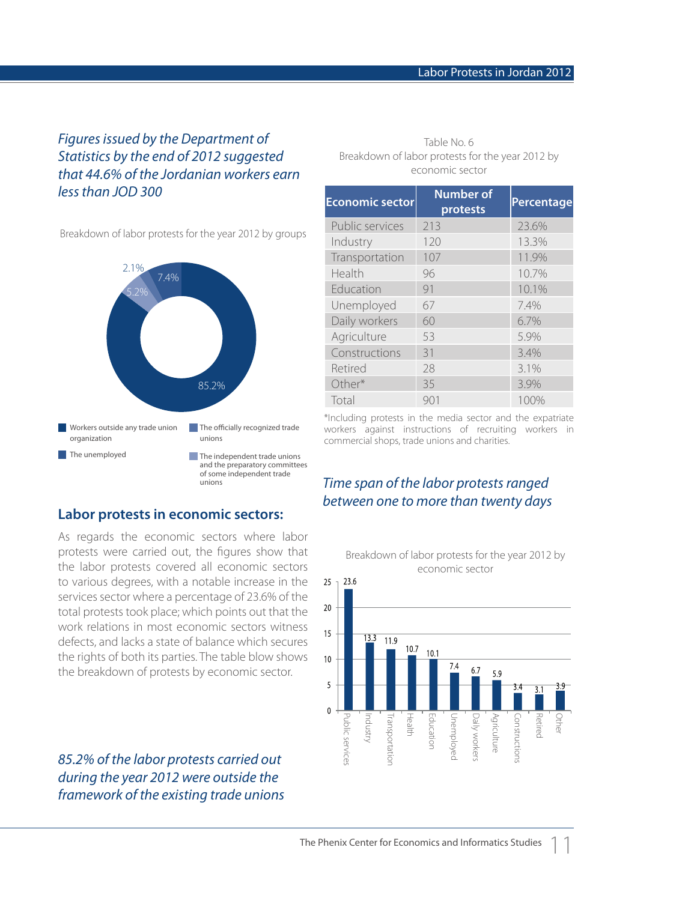*Figures issued by the Department of Statistics by the end of 2012 suggested that 44.6% of the Jordanian workers earn less than JOD 300*

Breakdown of labor protests for the year 2012 by groups

- Workers outside any trade union organization: 85.2%
- The unemployed: 7.4%
- The officially recognized trade unions: 5.2%
- The independent trade unions and the preparatory committees of some independent trade unions: 2.1%

## Labor protests in economic sectors:

As regards the economic sectors where labor protests were carried out, the figures show that the labor protests covered all economic sectors to various degrees, with a notable increase in the services sector where a percentage of 23.6% of the total protests took place; which points out that the work relations in most economic sectors witness defects, and lacks a state of balance which secures the rights of both its parties. The table blow shows the breakdown of protests by economic sector.

*85.2% of the labor protests carried out during the year 2012 were outside the framework of the existing trade unions*

Table No. 6
Breakdown of labor protests for the year 2012 by economic sector

| Economic sector | Number of protests | Percentage |
|---|---|---|
| Public services | 213 | 23.6% |
| Industry | 120 | 13.3% |
| Transportation | 107 | 11.9% |
| Health | 96 | 10.7% |
| Education | 91 | 10.1% |
| Unemployed | 67 | 7.4% |
| Daily workers | 60 | 6.7% |
| Agriculture | 53 | 5.9% |
| Constructions | 31 | 3.4% |
| Retired | 28 | 3.1% |
| Other* | 35 | 3.9% |
| Total | 901 | 100% |

*Including protests in the media sector and the expatriate workers against instructions of recruiting workers in commercial shops, trade unions and charities.

*Time span of the labor protests ranged between one to more than twenty days*

Breakdown of labor protests for the year 2012 by economic sector

| Sector | % |
|---|---|
| Public services | 23.6 |
| Industry | 13.3 |
| Transportation | 11.9 |
| Health | 10.7 |
| Education | 10.1 |
| Unemployed | 7.4 |
| Daily workers | 6.7 |
| Agriculture | 5.9 |
| Constructions | 3.4 |
| Retired | 3.1 |
| Other | 3.9 |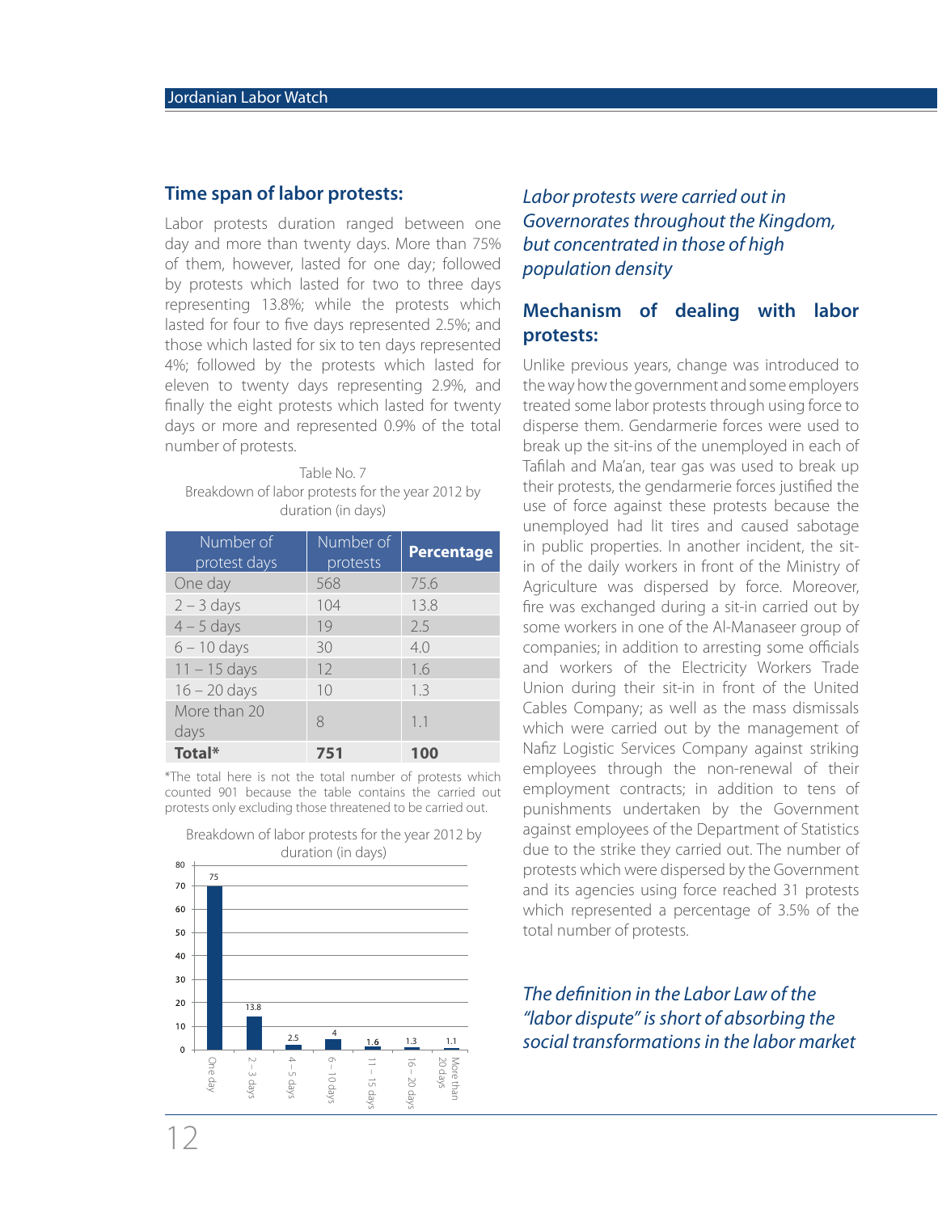## Time span of labor protests:

Labor protests duration ranged between one day and more than twenty days. More than 75% of them, however, lasted for one day; followed by protests which lasted for two to three days representing 13.8%; while the protests which lasted for four to five days represented 2.5%; and those which lasted for six to ten days represented 4%; followed by the protests which lasted for eleven to twenty days representing 2.9%, and finally the eight protests which lasted for twenty days or more and represented 0.9% of the total number of protests.

Table No. 7
Breakdown of labor protests for the year 2012 by duration (in days)

| Number of protest days | Number of protests | Percentage |
|---|---|---|
| One day | 568 | 75.6 |
| 2 – 3 days | 104 | 13.8 |
| 4 – 5 days | 19 | 2.5 |
| 6 – 10 days | 30 | 4.0 |
| 11 – 15 days | 12 | 1.6 |
| 16 – 20 days | 10 | 1.3 |
| More than 20 days | 8 | 1.1 |
| **Total*** | **751** | **100** |

*The total here is not the total number of protests which counted 901 because the table contains the carried out protests only excluding those threatened to be carried out.

Breakdown of labor protests for the year 2012 by duration (in days)

| Duration | Percentage |
|---|---|
| One day | 75 |
| 2 – 3 days | 13.8 |
| 4 – 5 days | 2.5 |
| 6 – 10 days | 4 |
| 11 – 15 days | 1.6 |
| 16 – 20 days | 1.3 |
| More than 20 days | 1.1 |

*Labor protests were carried out in Governorates throughout the Kingdom, but concentrated in those of high population density*

## Mechanism of dealing with labor protests:

Unlike previous years, change was introduced to the way how the government and some employers treated some labor protests through using force to disperse them. Gendarmerie forces were used to break up the sit-ins of the unemployed in each of Tafilah and Ma'an, tear gas was used to break up their protests, the gendarmerie forces justified the use of force against these protests because the unemployed had lit tires and caused sabotage in public properties. In another incident, the sit-in of the daily workers in front of the Ministry of Agriculture was dispersed by force. Moreover, fire was exchanged during a sit-in carried out by some workers in one of the Al-Manaseer group of companies; in addition to arresting some officials and workers of the Electricity Workers Trade Union during their sit-in in front of the United Cables Company; as well as the mass dismissals which were carried out by the management of Nafiz Logistic Services Company against striking employees through the non-renewal of their employment contracts; in addition to tens of punishments undertaken by the Government against employees of the Department of Statistics due to the strike they carried out. The number of protests which were dispersed by the Government and its agencies using force reached 31 protests which represented a percentage of 3.5% of the total number of protests.

*The definition in the Labor Law of the "labor dispute" is short of absorbing the social transformations in the labor market*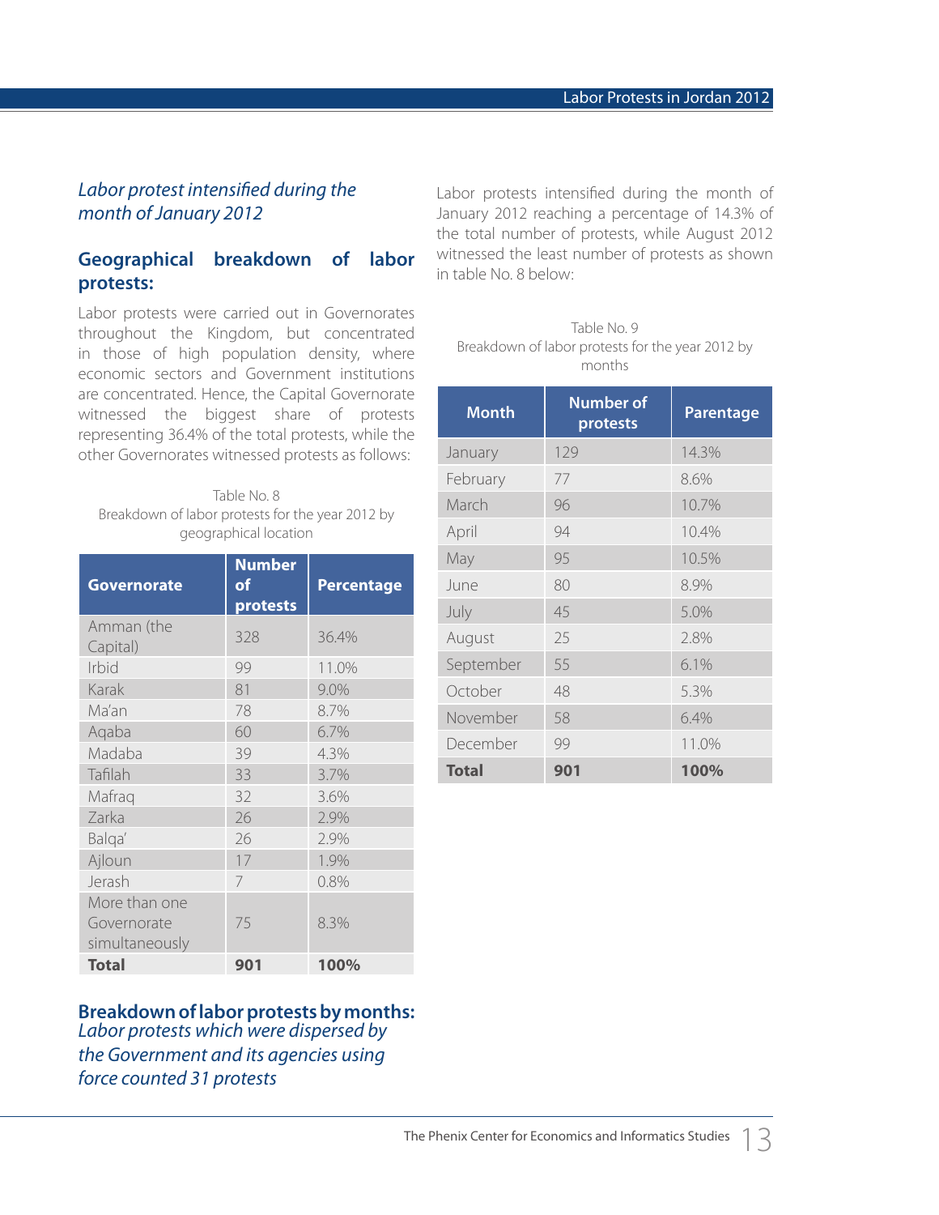*Labor protest intensified during the month of January 2012*

## Geographical breakdown of labor protests:

Labor protests were carried out in Governorates throughout the Kingdom, but concentrated in those of high population density, where economic sectors and Government institutions are concentrated. Hence, the Capital Governorate witnessed the biggest share of protests representing 36.4% of the total protests, while the other Governorates witnessed protests as follows:

Table No. 8
Breakdown of labor protests for the year 2012 by geographical location

| Governorate | Number of protests | Percentage |
|---|---|---|
| Amman (the Capital) | 328 | 36.4% |
| Irbid | 99 | 11.0% |
| Karak | 81 | 9.0% |
| Ma'an | 78 | 8.7% |
| Aqaba | 60 | 6.7% |
| Madaba | 39 | 4.3% |
| Tafilah | 33 | 3.7% |
| Mafraq | 32 | 3.6% |
| Zarka | 26 | 2.9% |
| Balqa' | 26 | 2.9% |
| Ajloun | 17 | 1.9% |
| Jerash | 7 | 0.8% |
| More than one Governorate simultaneously | 75 | 8.3% |
| **Total** | **901** | **100%** |

## Breakdown of labor protests by months:

*Labor protests which were dispersed by the Government and its agencies using force counted 31 protests*

Labor protests intensified during the month of January 2012 reaching a percentage of 14.3% of the total number of protests, while August 2012 witnessed the least number of protests as shown in table No. 8 below:

Table No. 9
Breakdown of labor protests for the year 2012 by months

| Month | Number of protests | Parentage |
|---|---|---|
| January | 129 | 14.3% |
| February | 77 | 8.6% |
| March | 96 | 10.7% |
| April | 94 | 10.4% |
| May | 95 | 10.5% |
| June | 80 | 8.9% |
| July | 45 | 5.0% |
| August | 25 | 2.8% |
| September | 55 | 6.1% |
| October | 48 | 5.3% |
| November | 58 | 6.4% |
| December | 99 | 11.0% |
| **Total** | **901** | **100%** |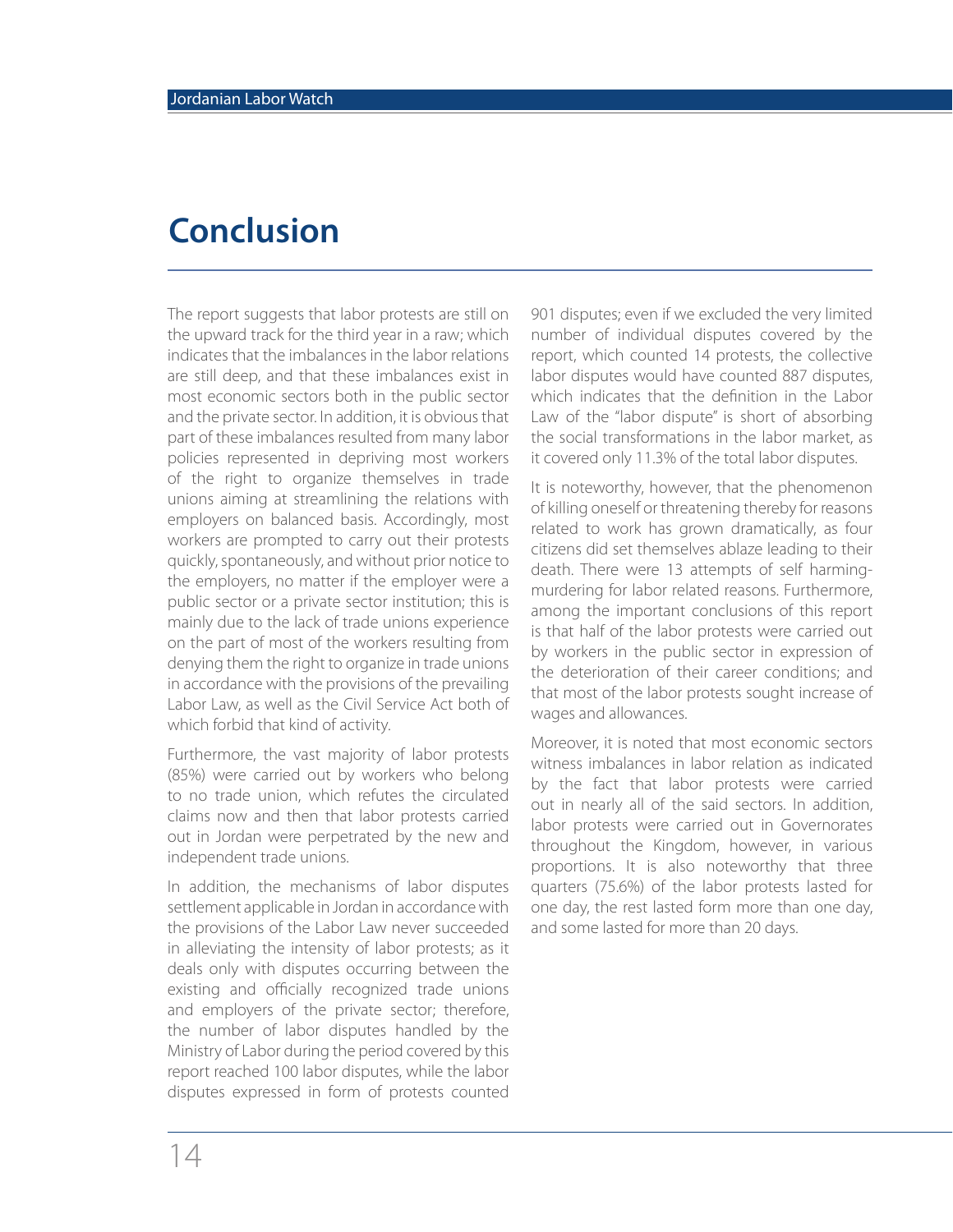# Conclusion

The report suggests that labor protests are still on the upward track for the third year in a raw; which indicates that the imbalances in the labor relations are still deep, and that these imbalances exist in most economic sectors both in the public sector and the private sector. In addition, it is obvious that part of these imbalances resulted from many labor policies represented in depriving most workers of the right to organize themselves in trade unions aiming at streamlining the relations with employers on balanced basis. Accordingly, most workers are prompted to carry out their protests quickly, spontaneously, and without prior notice to the employers, no matter if the employer were a public sector or a private sector institution; this is mainly due to the lack of trade unions experience on the part of most of the workers resulting from denying them the right to organize in trade unions in accordance with the provisions of the prevailing Labor Law, as well as the Civil Service Act both of which forbid that kind of activity.

Furthermore, the vast majority of labor protests (85%) were carried out by workers who belong to no trade union, which refutes the circulated claims now and then that labor protests carried out in Jordan were perpetrated by the new and independent trade unions.

In addition, the mechanisms of labor disputes settlement applicable in Jordan in accordance with the provisions of the Labor Law never succeeded in alleviating the intensity of labor protests; as it deals only with disputes occurring between the existing and officially recognized trade unions and employers of the private sector; therefore, the number of labor disputes handled by the Ministry of Labor during the period covered by this report reached 100 labor disputes, while the labor disputes expressed in form of protests counted 901 disputes; even if we excluded the very limited number of individual disputes covered by the report, which counted 14 protests, the collective labor disputes would have counted 887 disputes, which indicates that the definition in the Labor Law of the "labor dispute" is short of absorbing the social transformations in the labor market, as it covered only 11.3% of the total labor disputes.

It is noteworthy, however, that the phenomenon of killing oneself or threatening thereby for reasons related to work has grown dramatically, as four citizens did set themselves ablaze leading to their death. There were 13 attempts of self harming-murdering for labor related reasons. Furthermore, among the important conclusions of this report is that half of the labor protests were carried out by workers in the public sector in expression of the deterioration of their career conditions; and that most of the labor protests sought increase of wages and allowances.

Moreover, it is noted that most economic sectors witness imbalances in labor relation as indicated by the fact that labor protests were carried out in nearly all of the said sectors. In addition, labor protests were carried out in Governorates throughout the Kingdom, however, in various proportions. It is also noteworthy that three quarters (75.6%) of the labor protests lasted for one day, the rest lasted form more than one day, and some lasted for more than 20 days.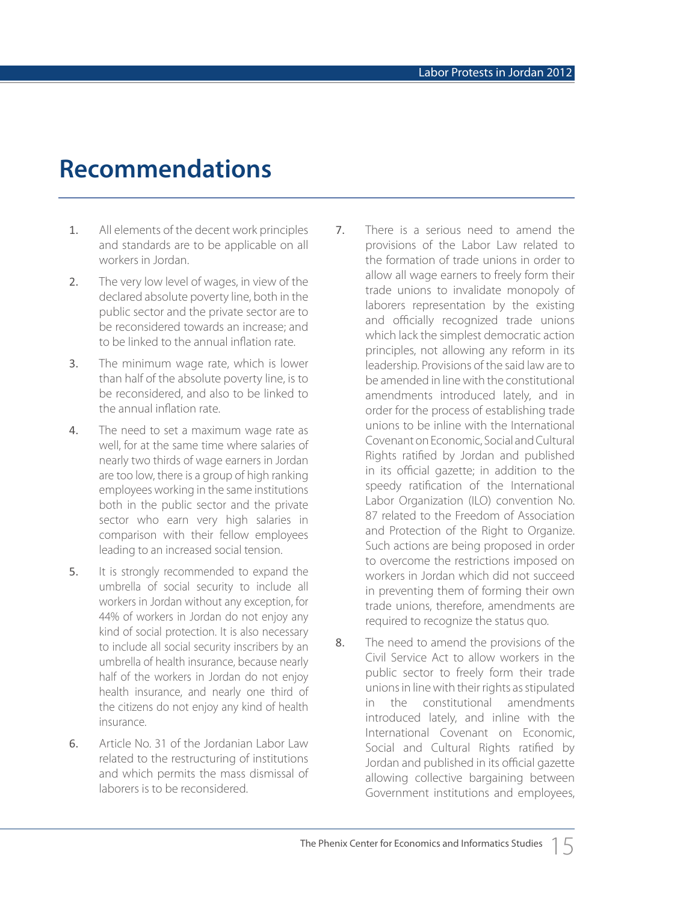# Recommendations

1. All elements of the decent work principles and standards are to be applicable on all workers in Jordan.

2. The very low level of wages, in view of the declared absolute poverty line, both in the public sector and the private sector are to be reconsidered towards an increase; and to be linked to the annual inflation rate.

3. The minimum wage rate, which is lower than half of the absolute poverty line, is to be reconsidered, and also to be linked to the annual inflation rate.

4. The need to set a maximum wage rate as well, for at the same time where salaries of nearly two thirds of wage earners in Jordan are too low, there is a group of high ranking employees working in the same institutions both in the public sector and the private sector who earn very high salaries in comparison with their fellow employees leading to an increased social tension.

5. It is strongly recommended to expand the umbrella of social security to include all workers in Jordan without any exception, for 44% of workers in Jordan do not enjoy any kind of social protection. It is also necessary to include all social security inscribers by an umbrella of health insurance, because nearly half of the workers in Jordan do not enjoy health insurance, and nearly one third of the citizens do not enjoy any kind of health insurance.

6. Article No. 31 of the Jordanian Labor Law related to the restructuring of institutions and which permits the mass dismissal of laborers is to be reconsidered.

7. There is a serious need to amend the provisions of the Labor Law related to the formation of trade unions in order to allow all wage earners to freely form their trade unions to invalidate monopoly of laborers representation by the existing and officially recognized trade unions which lack the simplest democratic action principles, not allowing any reform in its leadership. Provisions of the said law are to be amended in line with the constitutional amendments introduced lately, and in order for the process of establishing trade unions to be inline with the International Covenant on Economic, Social and Cultural Rights ratified by Jordan and published in its official gazette; in addition to the speedy ratification of the International Labor Organization (ILO) convention No. 87 related to the Freedom of Association and Protection of the Right to Organize. Such actions are being proposed in order to overcome the restrictions imposed on workers in Jordan which did not succeed in preventing them of forming their own trade unions, therefore, amendments are required to recognize the status quo.

8. The need to amend the provisions of the Civil Service Act to allow workers in the public sector to freely form their trade unions in line with their rights as stipulated in the constitutional amendments introduced lately, and inline with the International Covenant on Economic, Social and Cultural Rights ratified by Jordan and published in its official gazette allowing collective bargaining between Government institutions and employees,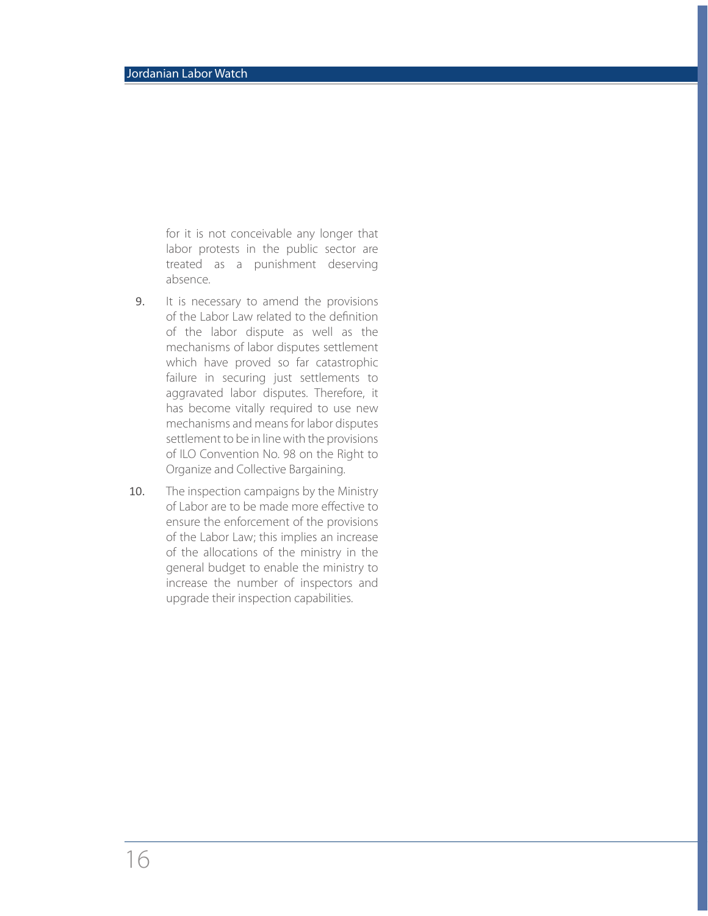for it is not conceivable any longer that labor protests in the public sector are treated as a punishment deserving absence.

9. It is necessary to amend the provisions of the Labor Law related to the definition of the labor dispute as well as the mechanisms of labor disputes settlement which have proved so far catastrophic failure in securing just settlements to aggravated labor disputes. Therefore, it has become vitally required to use new mechanisms and means for labor disputes settlement to be in line with the provisions of ILO Convention No. 98 on the Right to Organize and Collective Bargaining.

10. The inspection campaigns by the Ministry of Labor are to be made more effective to ensure the enforcement of the provisions of the Labor Law; this implies an increase of the allocations of the ministry in the general budget to enable the ministry to increase the number of inspectors and upgrade their inspection capabilities.